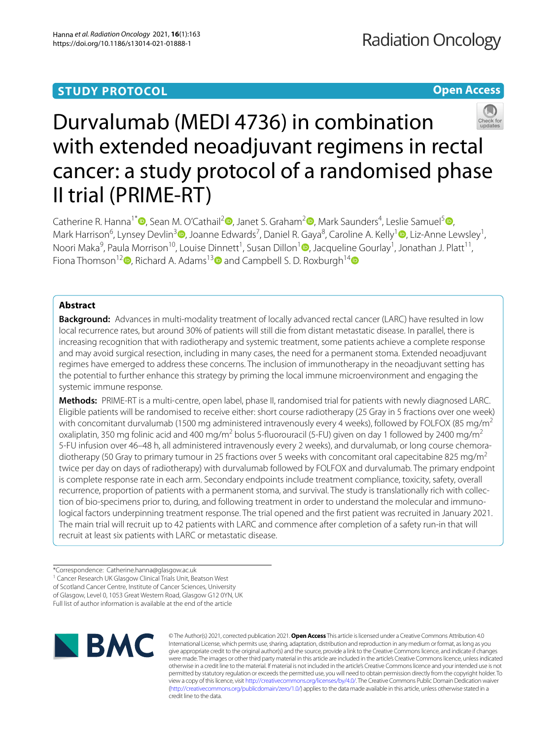STUDY PROTOCOL

Open Access

# Durvalumab (MEDI 4736) in combination with extended neoadjuvant regimens in rectal cancer: a study protocol of a randomised phase II trial (PRIME-RT)

Catherine R. Hanna[1*], Sean M. O'Cathail[2], Janet S. Graham[2], Mark Saunders[4], Leslie Samuel[5], Mark Harrison[6], Lynsey Devlin[3], Joanne Edwards[7], Daniel R. Gaya[8], Caroline A. Kelly[1], Liz-Anne Lewsley[1], Noori Maka[9], Paula Morrison[10], Louise Dinnett[1], Susan Dillon[1], Jacqueline Gourlay[1], Jonathan J. Platt[11], Fiona Thomson[12], Richard A. Adams[13] and Campbell S. D. Roxburgh[14]

## Abstract

**Background:** Advances in multi-modality treatment of locally advanced rectal cancer (LARC) have resulted in low local recurrence rates, but around 30% of patients will still die from distant metastatic disease. In parallel, there is increasing recognition that with radiotherapy and systemic treatment, some patients achieve a complete response and may avoid surgical resection, including in many cases, the need for a permanent stoma. Extended neoadjuvant regimes have emerged to address these concerns. The inclusion of immunotherapy in the neoadjuvant setting has the potential to further enhance this strategy by priming the local immune microenvironment and engaging the systemic immune response.

**Methods:** PRIME-RT is a multi-centre, open label, phase II, randomised trial for patients with newly diagnosed LARC. Eligible patients will be randomised to receive either: short course radiotherapy (25 Gray in 5 fractions over one week) with concomitant durvalumab (1500 mg administered intravenously every 4 weeks), followed by FOLFOX (85 mg/m$^2$ oxaliplatin, 350 mg folinic acid and 400 mg/m$^2$ bolus 5-fluorouracil (5-FU) given on day 1 followed by 2400 mg/m$^2$ 5-FU infusion over 46–48 h, all administered intravenously every 2 weeks), and durvalumab, or long course chemoradiotherapy (50 Gray to primary tumour in 25 fractions over 5 weeks with concomitant oral capecitabine 825 mg/m$^2$ twice per day on days of radiotherapy) with durvalumab followed by FOLFOX and durvalumab. The primary endpoint is complete response rate in each arm. Secondary endpoints include treatment compliance, toxicity, safety, overall recurrence, proportion of patients with a permanent stoma, and survival. The study is translationally rich with collection of bio-specimens prior to, during, and following treatment in order to understand the molecular and immunological factors underpinning treatment response. The trial opened and the first patient was recruited in January 2021. The main trial will recruit up to 42 patients with LARC and commence after completion of a safety run-in that will recruit at least six patients with LARC or metastatic disease.

*Correspondence: Catherine.hanna@glasgow.ac.uk
[1] Cancer Research UK Glasgow Clinical Trials Unit, Beatson West of Scotland Cancer Centre, Institute of Cancer Sciences, University of Glasgow, Level 0, 1053 Great Western Road, Glasgow G12 0YN, UK
Full list of author information is available at the end of the article

© The Author(s) 2021, corrected publication 2021. **Open Access** This article is licensed under a Creative Commons Attribution 4.0 International License, which permits use, sharing, adaptation, distribution and reproduction in any medium or format, as long as you give appropriate credit to the original author(s) and the source, provide a link to the Creative Commons licence, and indicate if changes were made. The images or other third party material in this article are included in the article's Creative Commons licence, unless indicated otherwise in a credit line to the material. If material is not included in the article's Creative Commons licence and your intended use is not permitted by statutory regulation or exceeds the permitted use, you will need to obtain permission directly from the copyright holder. To view a copy of this licence, visit http://creativecommons.org/licenses/by/4.0/. The Creative Commons Public Domain Dedication waiver (http://creativecommons.org/publicdomain/zero/1.0/) applies to the data made available in this article, unless otherwise stated in a credit line to the data.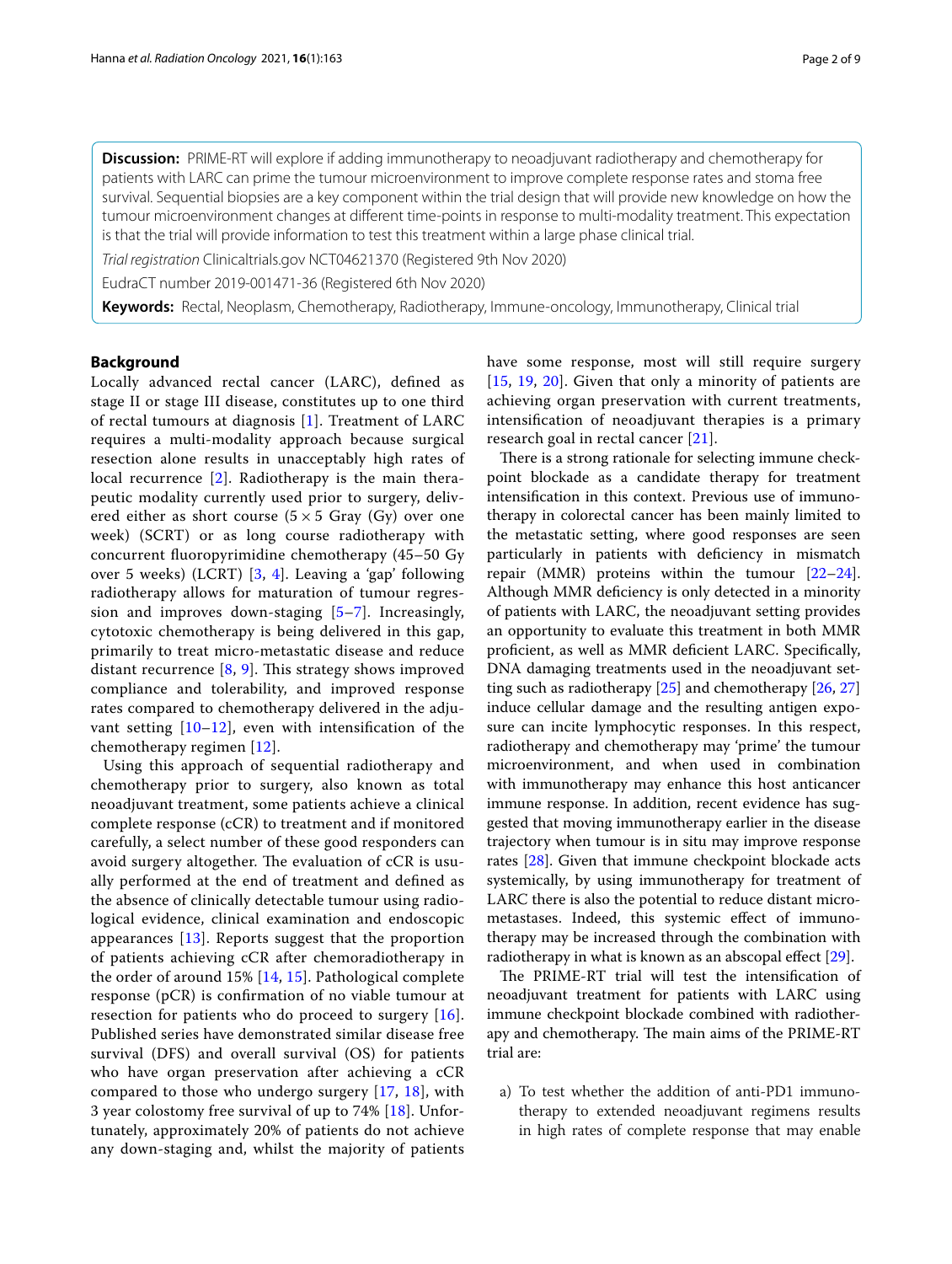**Discussion:** PRIME-RT will explore if adding immunotherapy to neoadjuvant radiotherapy and chemotherapy for patients with LARC can prime the tumour microenvironment to improve complete response rates and stoma free survival. Sequential biopsies are a key component within the trial design that will provide new knowledge on how the tumour microenvironment changes at different time-points in response to multi-modality treatment. This expectation is that the trial will provide information to test this treatment within a large phase clinical trial.

*Trial registration* Clinicaltrials.gov NCT04621370 (Registered 9th Nov 2020)

EudraCT number 2019-001471-36 (Registered 6th Nov 2020)

**Keywords:** Rectal, Neoplasm, Chemotherapy, Radiotherapy, Immune-oncology, Immunotherapy, Clinical trial

## Background

Locally advanced rectal cancer (LARC), defined as stage II or stage III disease, constitutes up to one third of rectal tumours at diagnosis [1]. Treatment of LARC requires a multi-modality approach because surgical resection alone results in unacceptably high rates of local recurrence [2]. Radiotherapy is the main therapeutic modality currently used prior to surgery, delivered either as short course ($5 \times 5$ Gray (Gy) over one week) (SCRT) or as long course radiotherapy with concurrent fluoropyrimidine chemotherapy (45–50 Gy over 5 weeks) (LCRT) [3, 4]. Leaving a 'gap' following radiotherapy allows for maturation of tumour regression and improves down-staging [5–7]. Increasingly, cytotoxic chemotherapy is being delivered in this gap, primarily to treat micro-metastatic disease and reduce distant recurrence [8, 9]. This strategy shows improved compliance and tolerability, and improved response rates compared to chemotherapy delivered in the adjuvant setting [10–12], even with intensification of the chemotherapy regimen [12].

Using this approach of sequential radiotherapy and chemotherapy prior to surgery, also known as total neoadjuvant treatment, some patients achieve a clinical complete response (cCR) to treatment and if monitored carefully, a select number of these good responders can avoid surgery altogether. The evaluation of cCR is usually performed at the end of treatment and defined as the absence of clinically detectable tumour using radiological evidence, clinical examination and endoscopic appearances [13]. Reports suggest that the proportion of patients achieving cCR after chemoradiotherapy in the order of around 15% [14, 15]. Pathological complete response (pCR) is confirmation of no viable tumour at resection for patients who do proceed to surgery [16]. Published series have demonstrated similar disease free survival (DFS) and overall survival (OS) for patients who have organ preservation after achieving a cCR compared to those who undergo surgery [17, 18], with 3 year colostomy free survival of up to 74% [18]. Unfortunately, approximately 20% of patients do not achieve any down-staging and, whilst the majority of patients have some response, most will still require surgery [15, 19, 20]. Given that only a minority of patients are achieving organ preservation with current treatments, intensification of neoadjuvant therapies is a primary research goal in rectal cancer [21].

There is a strong rationale for selecting immune checkpoint blockade as a candidate therapy for treatment intensification in this context. Previous use of immunotherapy in colorectal cancer has been mainly limited to the metastatic setting, where good responses are seen particularly in patients with deficiency in mismatch repair (MMR) proteins within the tumour [22–24]. Although MMR deficiency is only detected in a minority of patients with LARC, the neoadjuvant setting provides an opportunity to evaluate this treatment in both MMR proficient, as well as MMR deficient LARC. Specifically, DNA damaging treatments used in the neoadjuvant setting such as radiotherapy [25] and chemotherapy [26, 27] induce cellular damage and the resulting antigen exposure can incite lymphocytic responses. In this respect, radiotherapy and chemotherapy may 'prime' the tumour microenvironment, and when used in combination with immunotherapy may enhance this host anticancer immune response. In addition, recent evidence has suggested that moving immunotherapy earlier in the disease trajectory when tumour is in situ may improve response rates [28]. Given that immune checkpoint blockade acts systemically, by using immunotherapy for treatment of LARC there is also the potential to reduce distant micrometastases. Indeed, this systemic effect of immunotherapy may be increased through the combination with radiotherapy in what is known as an abscopal effect [29].

The PRIME-RT trial will test the intensification of neoadjuvant treatment for patients with LARC using immune checkpoint blockade combined with radiotherapy and chemotherapy. The main aims of the PRIME-RT trial are:

a) To test whether the addition of anti-PD1 immunotherapy to extended neoadjuvant regimens results in high rates of complete response that may enable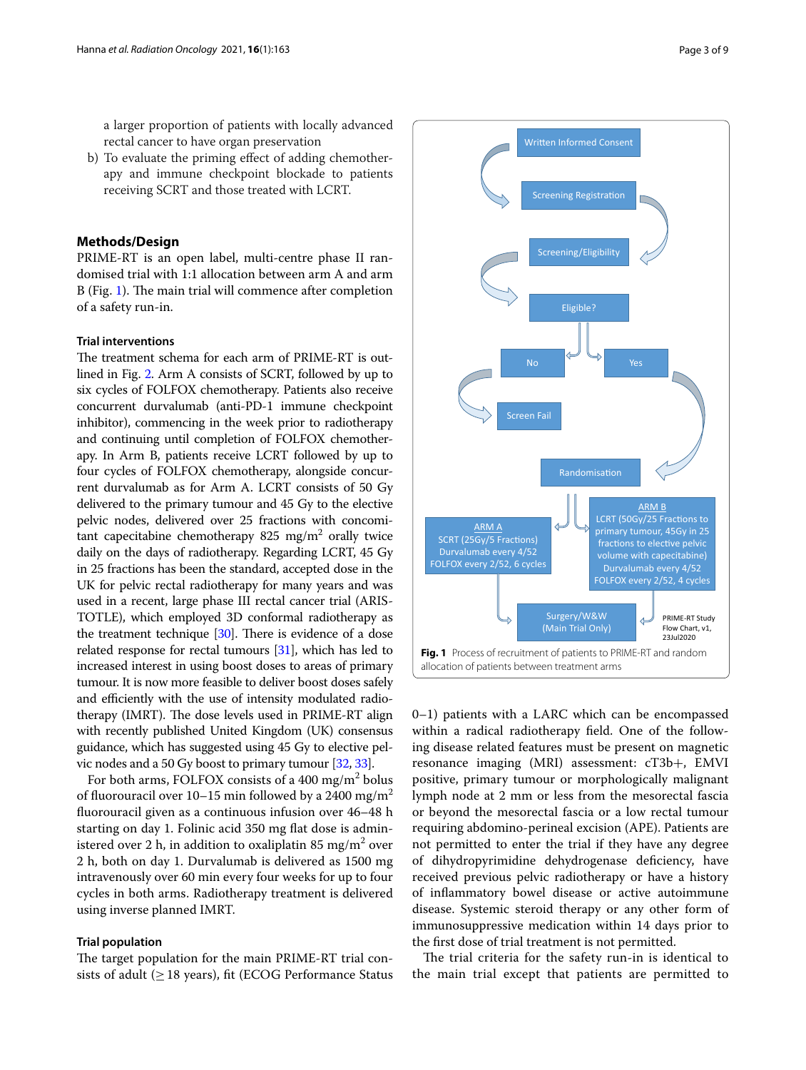a larger proportion of patients with locally advanced rectal cancer to have organ preservation

b) To evaluate the priming effect of adding chemotherapy and immune checkpoint blockade to patients receiving SCRT and those treated with LCRT.

## Methods/Design

PRIME-RT is an open label, multi-centre phase II randomised trial with 1:1 allocation between arm A and arm B (Fig. 1). The main trial will commence after completion of a safety run-in.

### Trial interventions

The treatment schema for each arm of PRIME-RT is outlined in Fig. 2. Arm A consists of SCRT, followed by up to six cycles of FOLFOX chemotherapy. Patients also receive concurrent durvalumab (anti-PD-1 immune checkpoint inhibitor), commencing in the week prior to radiotherapy and continuing until completion of FOLFOX chemotherapy. In Arm B, patients receive LCRT followed by up to four cycles of FOLFOX chemotherapy, alongside concurrent durvalumab as for Arm A. LCRT consists of 50 Gy delivered to the primary tumour and 45 Gy to the elective pelvic nodes, delivered over 25 fractions with concomitant capecitabine chemotherapy 825 mg/m$^2$ orally twice daily on the days of radiotherapy. Regarding LCRT, 45 Gy in 25 fractions has been the standard, accepted dose in the UK for pelvic rectal radiotherapy for many years and was used in a recent, large phase III rectal cancer trial (ARISTOTLE), which employed 3D conformal radiotherapy as the treatment technique [30]. There is evidence of a dose related response for rectal tumours [31], which has led to increased interest in using boost doses to areas of primary tumour. It is now more feasible to deliver boost doses safely and efficiently with the use of intensity modulated radiotherapy (IMRT). The dose levels used in PRIME-RT align with recently published United Kingdom (UK) consensus guidance, which has suggested using 45 Gy to elective pelvic nodes and a 50 Gy boost to primary tumour [32, 33].

For both arms, FOLFOX consists of a 400 mg/m$^2$ bolus of fluorouracil over 10–15 min followed by a 2400 mg/m$^2$ fluorouracil given as a continuous infusion over 46–48 h starting on day 1. Folinic acid 350 mg flat dose is administered over 2 h, in addition to oxaliplatin 85 mg/m$^2$ over 2 h, both on day 1. Durvalumab is delivered as 1500 mg intravenously over 60 min every four weeks for up to four cycles in both arms. Radiotherapy treatment is delivered using inverse planned IMRT.

### Trial population

The target population for the main PRIME-RT trial consists of adult (≥ 18 years), fit (ECOG Performance Status 0–1) patients with a LARC which can be encompassed within a radical radiotherapy field. One of the following disease related features must be present on magnetic resonance imaging (MRI) assessment: cT3b+, EMVI positive, primary tumour or morphologically malignant lymph node at 2 mm or less from the mesorectal fascia or beyond the mesorectal fascia or a low rectal tumour requiring abdomino-perineal excision (APE). Patients are not permitted to enter the trial if they have any degree of dihydropyrimidine dehydrogenase deficiency, have received previous pelvic radiotherapy or have a history of inflammatory bowel disease or active autoimmune disease. Systemic steroid therapy or any other form of immunosuppressive medication within 14 days prior to the first dose of trial treatment is not permitted.

The trial criteria for the safety run-in is identical to the main trial except that patients are permitted to

Written Informed Consent → Screening Registration → Screening/Eligibility → Eligible? → No → Screen Fail; Yes → Randomisation → ARM A: SCRT (25Gy/5 Fractions), Durvalumab every 4/52, FOLFOX every 2/52, 6 cycles; ARM B: LCRT (50Gy/25 Fractions to primary tumour, 45Gy in 25 fractions to elective pelvic volume with capecitabine), Durvalumab every 4/52, FOLFOX every 2/52, 4 cycles → Surgery/W&W (Main Trial Only)

PRIME-RT Study Flow Chart, v1, 23Jul2020

**Fig. 1** Process of recruitment of patients to PRIME-RT and random allocation of patients between treatment arms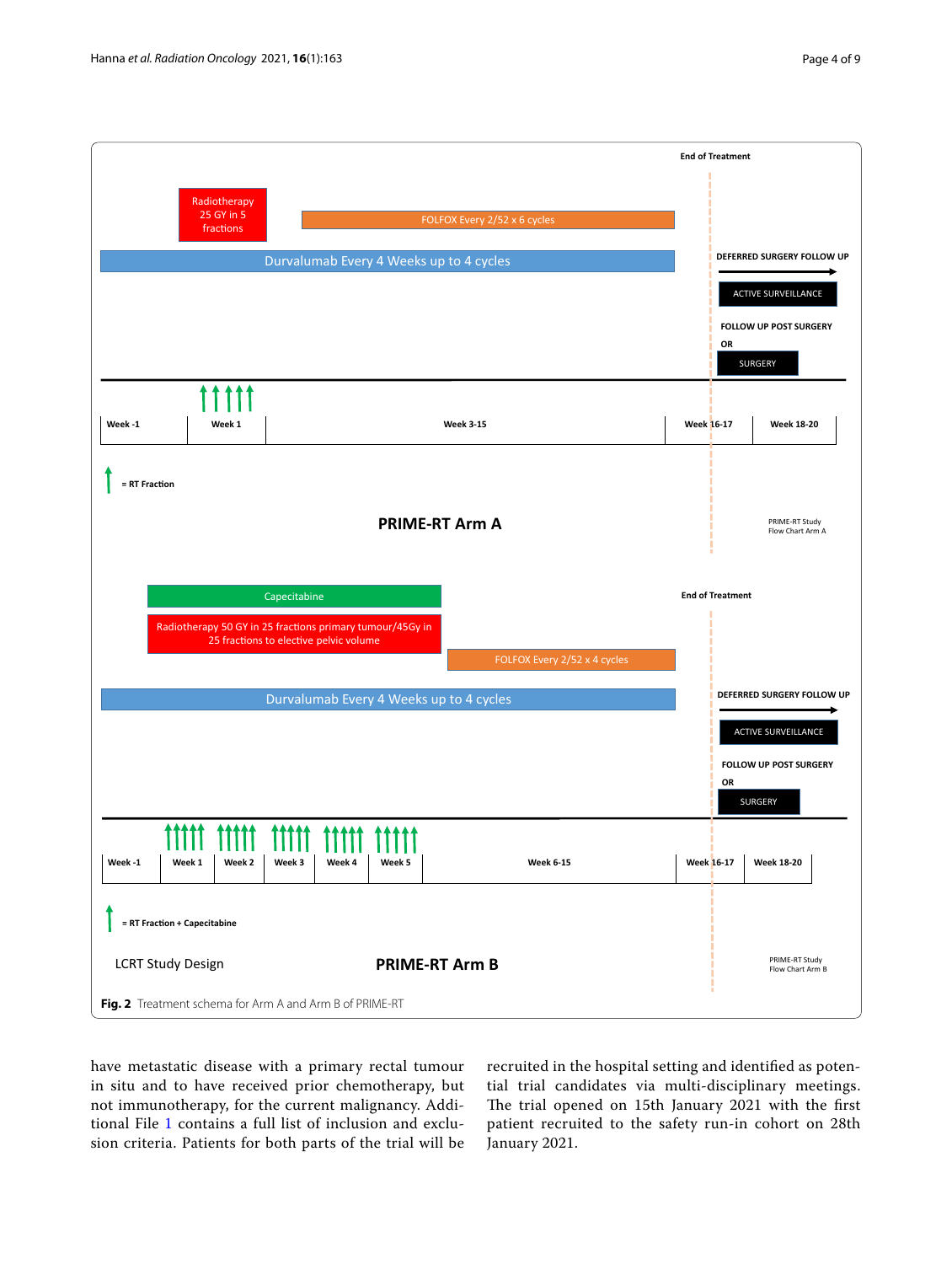**Fig. 2** Treatment schema for Arm A and Arm B of PRIME-RT

have metastatic disease with a primary rectal tumour in situ and to have received prior chemotherapy, but not immunotherapy, for the current malignancy. Additional File 1 contains a full list of inclusion and exclusion criteria. Patients for both parts of the trial will be recruited in the hospital setting and identified as potential trial candidates via multi-disciplinary meetings. The trial opened on 15th January 2021 with the first patient recruited to the safety run-in cohort on 28th January 2021.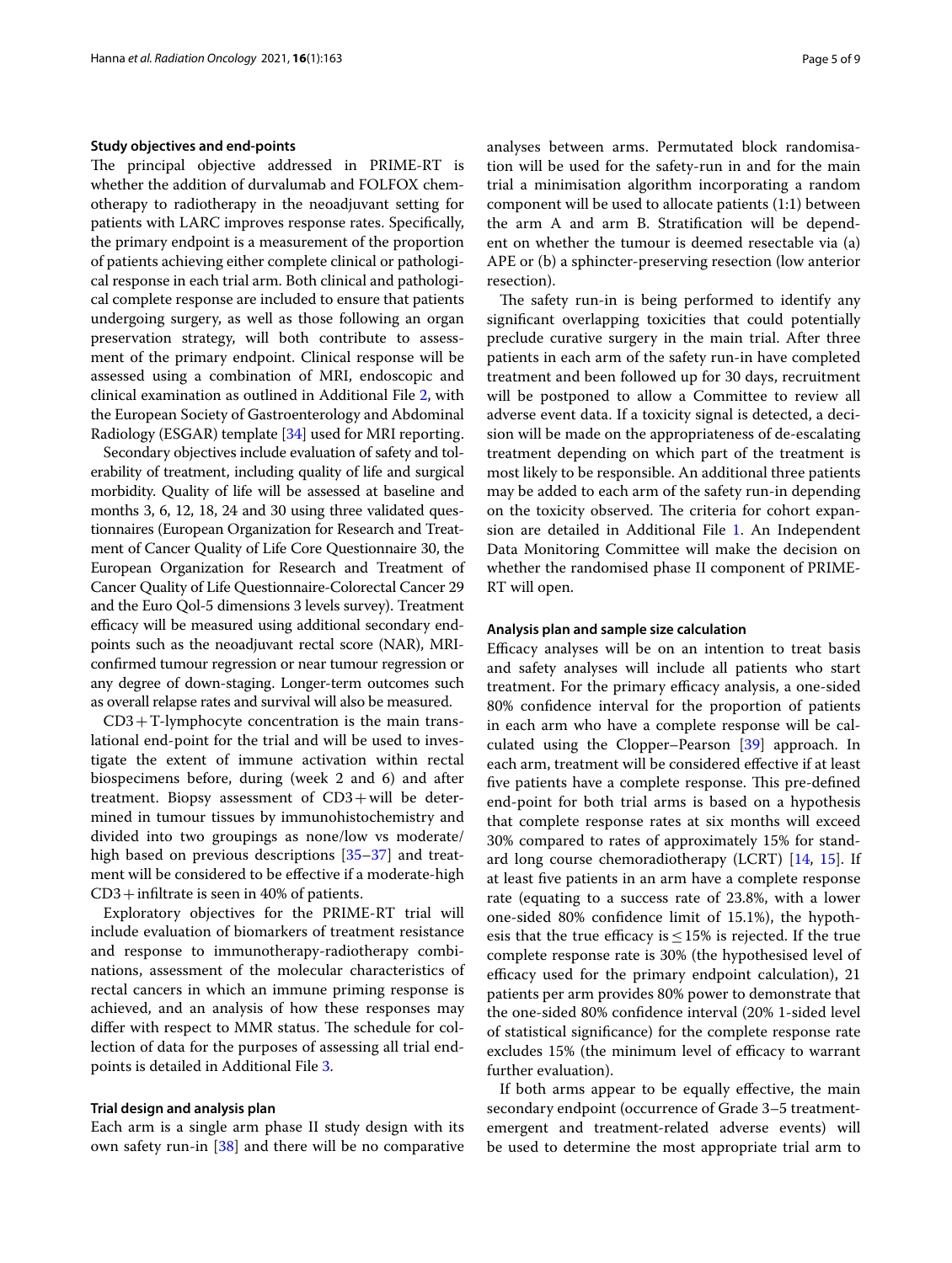### Study objectives and end-points

The principal objective addressed in PRIME-RT is whether the addition of durvalumab and FOLFOX chemotherapy to radiotherapy in the neoadjuvant setting for patients with LARC improves response rates. Specifically, the primary endpoint is a measurement of the proportion of patients achieving either complete clinical or pathological response in each trial arm. Both clinical and pathological complete response are included to ensure that patients undergoing surgery, as well as those following an organ preservation strategy, will both contribute to assessment of the primary endpoint. Clinical response will be assessed using a combination of MRI, endoscopic and clinical examination as outlined in Additional File 2, with the European Society of Gastroenterology and Abdominal Radiology (ESGAR) template [34] used for MRI reporting.

Secondary objectives include evaluation of safety and tolerability of treatment, including quality of life and surgical morbidity. Quality of life will be assessed at baseline and months 3, 6, 12, 18, 24 and 30 using three validated questionnaires (European Organization for Research and Treatment of Cancer Quality of Life Core Questionnaire 30, the European Organization for Research and Treatment of Cancer Quality of Life Questionnaire-Colorectal Cancer 29 and the Euro Qol-5 dimensions 3 levels survey). Treatment efficacy will be measured using additional secondary endpoints such as the neoadjuvant rectal score (NAR), MRI-confirmed tumour regression or near tumour regression or any degree of down-staging. Longer-term outcomes such as overall relapse rates and survival will also be measured.

CD3 + T-lymphocyte concentration is the main translational end-point for the trial and will be used to investigate the extent of immune activation within rectal biospecimens before, during (week 2 and 6) and after treatment. Biopsy assessment of CD3 + will be determined in tumour tissues by immunohistochemistry and divided into two groupings as none/low vs moderate/high based on previous descriptions [35–37] and treatment will be considered to be effective if a moderate-high CD3 + infiltrate is seen in 40% of patients.

Exploratory objectives for the PRIME-RT trial will include evaluation of biomarkers of treatment resistance and response to immunotherapy-radiotherapy combinations, assessment of the molecular characteristics of rectal cancers in which an immune priming response is achieved, and an analysis of how these responses may differ with respect to MMR status. The schedule for collection of data for the purposes of assessing all trial endpoints is detailed in Additional File 3.

### Trial design and analysis plan

Each arm is a single arm phase II study design with its own safety run-in [38] and there will be no comparative analyses between arms. Permutated block randomisation will be used for the safety-run in and for the main trial a minimisation algorithm incorporating a random component will be used to allocate patients (1:1) between the arm A and arm B. Stratification will be dependent on whether the tumour is deemed resectable via (a) APE or (b) a sphincter-preserving resection (low anterior resection).

The safety run-in is being performed to identify any significant overlapping toxicities that could potentially preclude curative surgery in the main trial. After three patients in each arm of the safety run-in have completed treatment and been followed up for 30 days, recruitment will be postponed to allow a Committee to review all adverse event data. If a toxicity signal is detected, a decision will be made on the appropriateness of de-escalating treatment depending on which part of the treatment is most likely to be responsible. An additional three patients may be added to each arm of the safety run-in depending on the toxicity observed. The criteria for cohort expansion are detailed in Additional File 1. An Independent Data Monitoring Committee will make the decision on whether the randomised phase II component of PRIME-RT will open.

### Analysis plan and sample size calculation

Efficacy analyses will be on an intention to treat basis and safety analyses will include all patients who start treatment. For the primary efficacy analysis, a one-sided 80% confidence interval for the proportion of patients in each arm who have a complete response will be calculated using the Clopper–Pearson [39] approach. In each arm, treatment will be considered effective if at least five patients have a complete response. This pre-defined end-point for both trial arms is based on a hypothesis that complete response rates at six months will exceed 30% compared to rates of approximately 15% for standard long course chemoradiotherapy (LCRT) [14, 15]. If at least five patients in an arm have a complete response rate (equating to a success rate of 23.8%, with a lower one-sided 80% confidence limit of 15.1%), the hypothesis that the true efficacy is $\leq 15\%$ is rejected. If the true complete response rate is 30% (the hypothesised level of efficacy used for the primary endpoint calculation), 21 patients per arm provides 80% power to demonstrate that the one-sided 80% confidence interval (20% 1-sided level of statistical significance) for the complete response rate excludes 15% (the minimum level of efficacy to warrant further evaluation).

If both arms appear to be equally effective, the main secondary endpoint (occurrence of Grade 3–5 treatment-emergent and treatment-related adverse events) will be used to determine the most appropriate trial arm to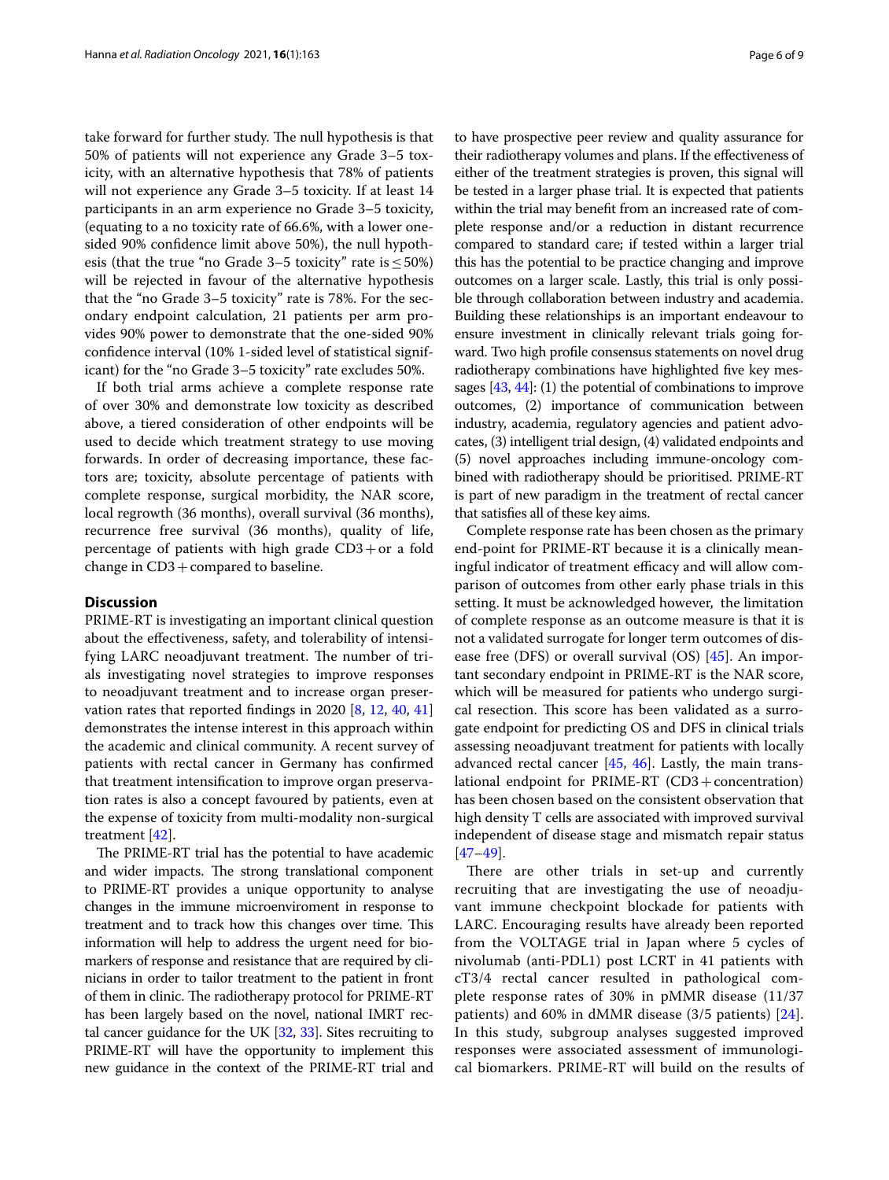take forward for further study. The null hypothesis is that 50% of patients will not experience any Grade 3–5 toxicity, with an alternative hypothesis that 78% of patients will not experience any Grade 3–5 toxicity. If at least 14 participants in an arm experience no Grade 3–5 toxicity, (equating to a no toxicity rate of 66.6%, with a lower one-sided 90% confidence limit above 50%), the null hypothesis (that the true "no Grade 3–5 toxicity" rate is ≤ 50%) will be rejected in favour of the alternative hypothesis that the "no Grade 3–5 toxicity" rate is 78%. For the secondary endpoint calculation, 21 patients per arm provides 90% power to demonstrate that the one-sided 90% confidence interval (10% 1-sided level of statistical significant) for the "no Grade 3–5 toxicity" rate excludes 50%.

If both trial arms achieve a complete response rate of over 30% and demonstrate low toxicity as described above, a tiered consideration of other endpoints will be used to decide which treatment strategy to use moving forwards. In order of decreasing importance, these factors are; toxicity, absolute percentage of patients with complete response, surgical morbidity, the NAR score, local regrowth (36 months), overall survival (36 months), recurrence free survival (36 months), quality of life, percentage of patients with high grade CD3+ or a fold change in CD3+ compared to baseline.

## Discussion

PRIME-RT is investigating an important clinical question about the effectiveness, safety, and tolerability of intensifying LARC neoadjuvant treatment. The number of trials investigating novel strategies to improve responses to neoadjuvant treatment and to increase organ preservation rates that reported findings in 2020 [8, 12, 40, 41] demonstrates the intense interest in this approach within the academic and clinical community. A recent survey of patients with rectal cancer in Germany has confirmed that treatment intensification to improve organ preservation rates is also a concept favoured by patients, even at the expense of toxicity from multi-modality non-surgical treatment [42].

The PRIME-RT trial has the potential to have academic and wider impacts. The strong translational component to PRIME-RT provides a unique opportunity to analyse changes in the immune microenviroment in response to treatment and to track how this changes over time. This information will help to address the urgent need for biomarkers of response and resistance that are required by clinicians in order to tailor treatment to the patient in front of them in clinic. The radiotherapy protocol for PRIME-RT has been largely based on the novel, national IMRT rectal cancer guidance for the UK [32, 33]. Sites recruiting to PRIME-RT will have the opportunity to implement this new guidance in the context of the PRIME-RT trial and to have prospective peer review and quality assurance for their radiotherapy volumes and plans. If the effectiveness of either of the treatment strategies is proven, this signal will be tested in a larger phase trial. It is expected that patients within the trial may benefit from an increased rate of complete response and/or a reduction in distant recurrence compared to standard care; if tested within a larger trial this has the potential to be practice changing and improve outcomes on a larger scale. Lastly, this trial is only possible through collaboration between industry and academia. Building these relationships is an important endeavour to ensure investment in clinically relevant trials going forward. Two high profile consensus statements on novel drug radiotherapy combinations have highlighted five key messages [43, 44]: (1) the potential of combinations to improve outcomes, (2) importance of communication between industry, academia, regulatory agencies and patient advocates, (3) intelligent trial design, (4) validated endpoints and (5) novel approaches including immune-oncology combined with radiotherapy should be prioritised. PRIME-RT is part of new paradigm in the treatment of rectal cancer that satisfies all of these key aims.

Complete response rate has been chosen as the primary end-point for PRIME-RT because it is a clinically meaningful indicator of treatment efficacy and will allow comparison of outcomes from other early phase trials in this setting. It must be acknowledged however, the limitation of complete response as an outcome measure is that it is not a validated surrogate for longer term outcomes of disease free (DFS) or overall survival (OS) [45]. An important secondary endpoint in PRIME-RT is the NAR score, which will be measured for patients who undergo surgical resection. This score has been validated as a surrogate endpoint for predicting OS and DFS in clinical trials assessing neoadjuvant treatment for patients with locally advanced rectal cancer [45, 46]. Lastly, the main translational endpoint for PRIME-RT (CD3+ concentration) has been chosen based on the consistent observation that high density T cells are associated with improved survival independent of disease stage and mismatch repair status [47–49].

There are other trials in set-up and currently recruiting that are investigating the use of neoadjuvant immune checkpoint blockade for patients with LARC. Encouraging results have already been reported from the VOLTAGE trial in Japan where 5 cycles of nivolumab (anti-PDL1) post LCRT in 41 patients with cT3/4 rectal cancer resulted in pathological complete response rates of 30% in pMMR disease (11/37 patients) and 60% in dMMR disease (3/5 patients) [24]. In this study, subgroup analyses suggested improved responses were associated assessment of immunological biomarkers. PRIME-RT will build on the results of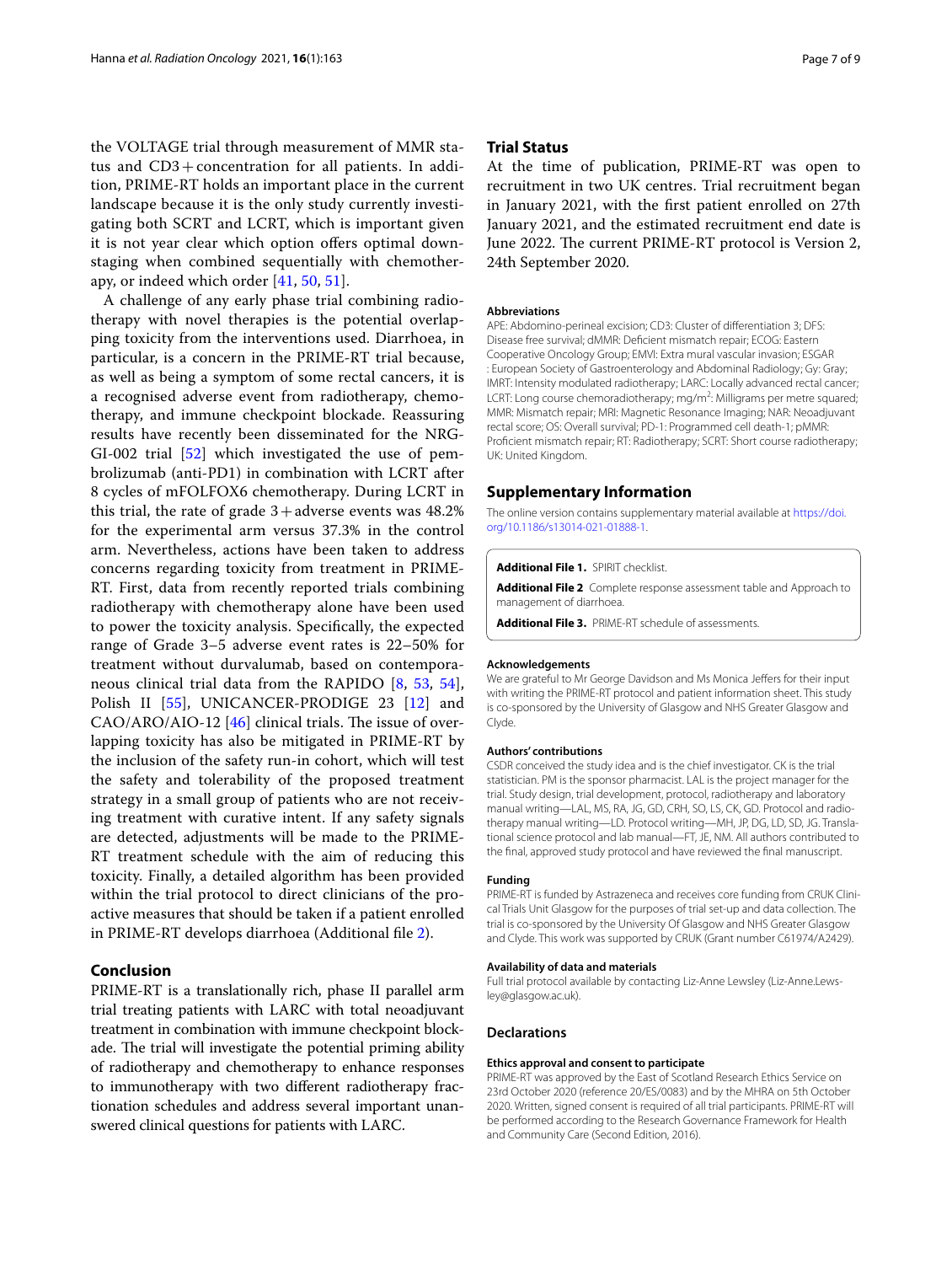the VOLTAGE trial through measurement of MMR status and CD3+concentration for all patients. In addition, PRIME-RT holds an important place in the current landscape because it is the only study currently investigating both SCRT and LCRT, which is important given it is not year clear which option offers optimal downstaging when combined sequentially with chemotherapy, or indeed which order [41, 50, 51].

A challenge of any early phase trial combining radiotherapy with novel therapies is the potential overlapping toxicity from the interventions used. Diarrhoea, in particular, is a concern in the PRIME-RT trial because, as well as being a symptom of some rectal cancers, it is a recognised adverse event from radiotherapy, chemotherapy, and immune checkpoint blockade. Reassuring results have recently been disseminated for the NRG-GI-002 trial [52] which investigated the use of pembrolizumab (anti-PD1) in combination with LCRT after 8 cycles of mFOLFOX6 chemotherapy. During LCRT in this trial, the rate of grade 3+adverse events was 48.2% for the experimental arm versus 37.3% in the control arm. Nevertheless, actions have been taken to address concerns regarding toxicity from treatment in PRIME-RT. First, data from recently reported trials combining radiotherapy with chemotherapy alone have been used to power the toxicity analysis. Specifically, the expected range of Grade 3–5 adverse event rates is 22–50% for treatment without durvalumab, based on contemporaneous clinical trial data from the RAPIDO [8, 53, 54], Polish II [55], UNICANCER-PRODIGE 23 [12] and CAO/ARO/AIO-12 [46] clinical trials. The issue of overlapping toxicity has also be mitigated in PRIME-RT by the inclusion of the safety run-in cohort, which will test the safety and tolerability of the proposed treatment strategy in a small group of patients who are not receiving treatment with curative intent. If any safety signals are detected, adjustments will be made to the PRIME-RT treatment schedule with the aim of reducing this toxicity. Finally, a detailed algorithm has been provided within the trial protocol to direct clinicians of the proactive measures that should be taken if a patient enrolled in PRIME-RT develops diarrhoea (Additional file 2).

## Conclusion

PRIME-RT is a translationally rich, phase II parallel arm trial treating patients with LARC with total neoadjuvant treatment in combination with immune checkpoint blockade. The trial will investigate the potential priming ability of radiotherapy and chemotherapy to enhance responses to immunotherapy with two different radiotherapy fractionation schedules and address several important unanswered clinical questions for patients with LARC.

## Trial Status

At the time of publication, PRIME-RT was open to recruitment in two UK centres. Trial recruitment began in January 2021, with the first patient enrolled on 27th January 2021, and the estimated recruitment end date is June 2022. The current PRIME-RT protocol is Version 2, 24th September 2020.

#### Abbreviations

APE: Abdomino-perineal excision; CD3: Cluster of differentiation 3; DFS: Disease free survival; dMMR: Deficient mismatch repair; ECOG: Eastern Cooperative Oncology Group; EMVI: Extra mural vascular invasion; ESGAR : European Society of Gastroenterology and Abdominal Radiology; Gy: Gray; IMRT: Intensity modulated radiotherapy; LARC: Locally advanced rectal cancer; LCRT: Long course chemoradiotherapy; mg/m$^2$: Milligrams per metre squared; MMR: Mismatch repair; MRI: Magnetic Resonance Imaging; NAR: Neoadjuvant rectal score; OS: Overall survival; PD-1: Programmed cell death-1; pMMR: Proficient mismatch repair; RT: Radiotherapy; SCRT: Short course radiotherapy; UK: United Kingdom.

## Supplementary Information

The online version contains supplementary material available at https://doi.org/10.1186/s13014-021-01888-1.

**Additional File 1.** SPIRIT checklist.

**Additional File 2** Complete response assessment table and Approach to management of diarrhoea.

**Additional File 3.** PRIME-RT schedule of assessments.

#### Acknowledgements

We are grateful to Mr George Davidson and Ms Monica Jeffers for their input with writing the PRIME-RT protocol and patient information sheet. This study is co-sponsored by the University of Glasgow and NHS Greater Glasgow and Clyde.

#### Authors' contributions

CSDR conceived the study idea and is the chief investigator. CK is the trial statistician. PM is the sponsor pharmacist. LAL is the project manager for the trial. Study design, trial development, protocol, radiotherapy and laboratory manual writing—LAL, MS, RA, JG, GD, CRH, SO, LS, CK, GD. Protocol and radiotherapy manual writing—LD. Protocol writing—MH, JP, DG, LD, SD, JG. Translational science protocol and lab manual—FT, JE, NM. All authors contributed to the final, approved study protocol and have reviewed the final manuscript.

#### Funding

PRIME-RT is funded by Astrazeneca and receives core funding from CRUK Clinical Trials Unit Glasgow for the purposes of trial set-up and data collection. The trial is co-sponsored by the University Of Glasgow and NHS Greater Glasgow and Clyde. This work was supported by CRUK (Grant number C61974/A2429).

#### Availability of data and materials

Full trial protocol available by contacting Liz-Anne Lewsley (Liz-Anne.Lewsley@glasgow.ac.uk).

### Declarations

#### Ethics approval and consent to participate

PRIME-RT was approved by the East of Scotland Research Ethics Service on 23rd October 2020 (reference 20/ES/0083) and by the MHRA on 5th October 2020. Written, signed consent is required of all trial participants. PRIME-RT will be performed according to the Research Governance Framework for Health and Community Care (Second Edition, 2016).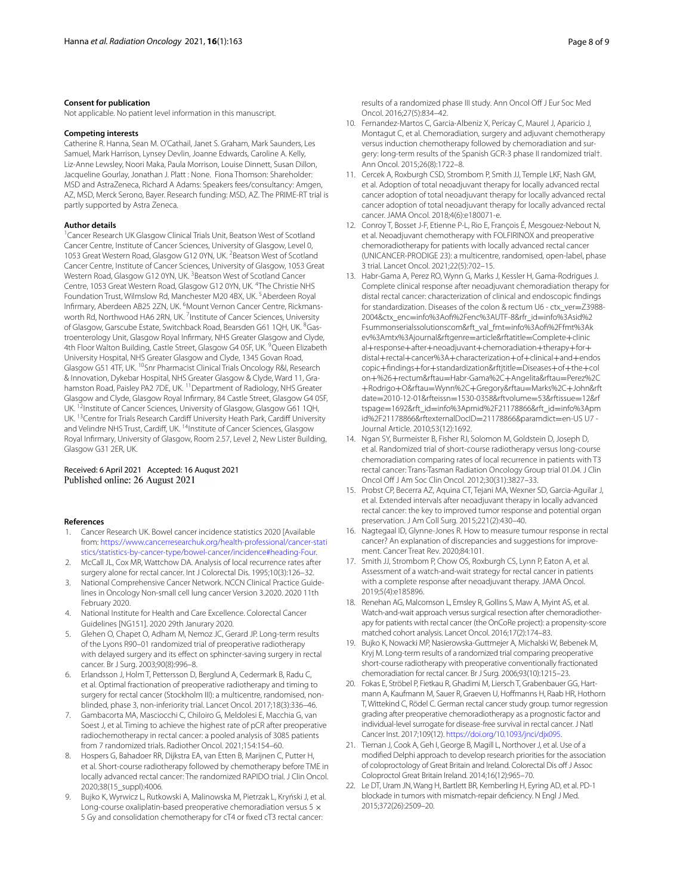#### Consent for publication

Not applicable. No patient level information in this manuscript.

#### Competing interests

Catherine R. Hanna, Sean M. O'Cathail, Janet S. Graham, Mark Saunders, Les Samuel, Mark Harrison, Lynsey Devlin, Joanne Edwards, Caroline A. Kelly, Liz-Anne Lewsley, Noori Maka, Paula Morrison, Louise Dinnett, Susan Dillon, Jacqueline Gourlay, Jonathan J. Platt : None. Fiona Thomson: Shareholder: MSD and AstraZeneca, Richard A Adams: Speakers fees/consultancy: Amgen, AZ, MSD, Merck Serono, Bayer. Research funding: MSD, AZ. The PRIME-RT trial is partly supported by Astra Zeneca.

#### Author details

[1]Cancer Research UK Glasgow Clinical Trials Unit, Beatson West of Scotland Cancer Centre, Institute of Cancer Sciences, University of Glasgow, Level 0, 1053 Great Western Road, Glasgow G12 0YN, UK. [2]Beatson West of Scotland Cancer Centre, Institute of Cancer Sciences, University of Glasgow, 1053 Great Western Road, Glasgow G12 0YN, UK. [3]Beatson West of Scotland Cancer Centre, 1053 Great Western Road, Glasgow G12 0YN, UK. [4]The Christie NHS Foundation Trust, Wilmslow Rd, Manchester M20 4BX, UK. [5]Aberdeen Royal Infirmary, Aberdeen AB25 2ZN, UK. [6]Mount Vernon Cancer Centre, Rickmansworth Rd, Northwood HA6 2RN, UK. [7]Institute of Cancer Sciences, University of Glasgow, Garscube Estate, Switchback Road, Bearsden G61 1QH, UK. [8]Gastroenterology Unit, Glasgow Royal Infirmary, NHS Greater Glasgow and Clyde, 4th Floor Walton Building, Castle Street, Glasgow G4 0SF, UK. [9]Queen Elizabeth University Hospital, NHS Greater Glasgow and Clyde, 1345 Govan Road, Glasgow G51 4TF, UK. [10]Snr Pharmacist Clinical Trials Oncology R&I, Research & Innovation, Dykebar Hospital, NHS Greater Glasgow & Clyde, Ward 11, Grahamston Road, Paisley PA2 7DE, UK. [11]Department of Radiology, NHS Greater Glasgow and Clyde, Glasgow Royal Infirmary, 84 Castle Street, Glasgow G4 0SF, UK. [12]Institute of Cancer Sciences, University of Glasgow, Glasgow G61 1QH, UK. [13]Centre for Trials Research Cardiff University Heath Park, Cardiff University and Velindre NHS Trust, Cardiff, UK. [14]Institute of Cancer Sciences, Glasgow Royal Infirmary, University of Glasgow, Room 2.57, Level 2, New Lister Building, Glasgow G31 2ER, UK.

Received: 6 April 2021 Accepted: 16 August 2021
Published online: 26 August 2021

#### References

1. Cancer Research UK. Bowel cancer incidence statistics 2020 [Available from: https://www.cancerresearchuk.org/health-professional/cancer-statistics/statistics-by-cancer-type/bowel-cancer/incidence#heading-Four.
2. McCall JL, Cox MR, Wattchow DA. Analysis of local recurrence rates after surgery alone for rectal cancer. Int J Colorectal Dis. 1995;10(3):126–32.
3. National Comprehensive Cancer Network. NCCN Clinical Practice Guidelines in Oncology Non-small cell lung cancer Version 3.2020. 2020 11th February 2020.
4. National Institute for Health and Care Excellence. Colorectal Cancer Guidelines [NG151]. 2020 29th Janurary 2020.
5. Glehen O, Chapet O, Adham M, Nemoz JC, Gerard JP. Long-term results of the Lyons R90–01 randomized trial of preoperative radiotherapy with delayed surgery and its effect on sphincter-saving surgery in rectal cancer. Br J Surg. 2003;90(8):996–8.
6. Erlandsson J, Holm T, Pettersson D, Berglund A, Cedermark B, Radu C, et al. Optimal fractionation of preoperative radiotherapy and timing to surgery for rectal cancer (Stockholm III): a multicentre, randomised, non-blinded, phase 3, non-inferiority trial. Lancet Oncol. 2017;18(3):336–46.
7. Gambacorta MA, Masciocchi C, Chiloiro G, Meldolesi E, Macchia G, van Soest J, et al. Timing to achieve the highest rate of pCR after preoperative radiochemotherapy in rectal cancer: a pooled analysis of 3085 patients from 7 randomized trials. Radiother Oncol. 2021;154:154–60.
8. Hospers G, Bahadoer RR, Dijkstra EA, van Etten B, Marijnen C, Putter H, et al. Short-course radiotherapy followed by chemotherapy before TME in locally advanced rectal cancer: The randomized RAPIDO trial. J Clin Oncol. 2020;38(15_suppl):4006.
9. Bujko K, Wyrwicz L, Rutkowski A, Malinowska M, Pietrzak L, Kryński J, et al. Long-course oxaliplatin-based preoperative chemoradiation versus 5 × 5 Gy and consolidation chemotherapy for cT4 or fixed cT3 rectal cancer: results of a randomized phase III study. Ann Oncol Off J Eur Soc Med Oncol. 2016;27(5):834–42.
10. Fernandez-Martos C, Garcia-Albeniz X, Pericay C, Maurel J, Aparicio J, Montagut C, et al. Chemoradiation, surgery and adjuvant chemotherapy versus induction chemotherapy followed by chemoradiation and surgery: long-term results of the Spanish GCR-3 phase II randomized trial†. Ann Oncol. 2015;26(8):1722–8.
11. Cercek A, Roxburgh CSD, Strombom P, Smith JJ, Temple LKF, Nash GM, et al. Adoption of total neoadjuvant therapy for locally advanced rectal cancer adoption of total neoadjuvant therapy for locally advanced rectal cancer adoption of total neoadjuvant therapy for locally advanced rectal cancer. JAMA Oncol. 2018;4(6):e180071-e.
12. Conroy T, Bosset J-F, Etienne P-L, Rio E, François É, Mesgouez-Nebout N, et al. Neoadjuvant chemotherapy with FOLFIRINOX and preoperative chemoradiotherapy for patients with locally advanced rectal cancer (UNICANCER-PRODIGE 23): a multicentre, randomised, open-label, phase 3 trial. Lancet Oncol. 2021;22(5):702–15.
13. Habr-Gama A, Perez RO, Wynn G, Marks J, Kessler H, Gama-Rodrigues J. Complete clinical response after neoadjuvant chemoradiation therapy for distal rectal cancer: characterization of clinical and endoscopic findings for standardization. Diseases of the colon & rectum U6 - ctx_ver=Z3988-2004&ctx_enc=info%3Aofi%2Fenc%3AUTF-8&rfr_id=info%3Asid%2Fsummonserialssolutionscom&rft_val_fmt=info%3Aofi%2Ffmt%3Akev%3Amtx%3Ajournal&rftgenre=article&rftatitle=Complete+clinical+response+after+neoadjuvant+chemoradiation+therapy+for+distal+rectal+cancer%3A+characterization+of+clinical+and+endoscopic+findings+for+standardization&rftjtitle=Diseases+of+the+colon+%26+rectum&rftau=Habr-Gama%2C+Angelita&rftau=Perez%2C+Rodrigo+O&rftau=Wynn%2C+Gregory&rftau=Marks%2C+John&rftdate=2010-12-01&rfteissn=1530-0358&rftvolume=53&rftissue=12&rftspage=1692&rft_id=info%3Apmid%2F21178866&rftexternalDocID=21178866&paramdict=en-US U7 - Journal Article. 2010;53(12):1692.
14. Ngan SY, Burmeister B, Fisher RJ, Solomon M, Goldstein D, Joseph D, et al. Randomized trial of short-course radiotherapy versus long-course chemoradiation comparing rates of local recurrence in patients with T3 rectal cancer: Trans-Tasman Radiation Oncology Group trial 01.04. J Clin Oncol Off J Am Soc Clin Oncol. 2012;30(31):3827–33.
15. Probst CP, Becerra AZ, Aquina CT, Tejani MA, Wexner SD, Garcia-Aguilar J, et al. Extended intervals after neoadjuvant therapy in locally advanced rectal cancer: the key to improved tumor response and potential organ preservation. J Am Coll Surg. 2015;221(2):430–40.
16. Nagtegaal ID, Glynne-Jones R. How to measure tumour response in rectal cancer? An explanation of discrepancies and suggestions for improvement. Cancer Treat Rev. 2020;84:101.
17. Smith JJ, Strombom P, Chow OS, Roxburgh CS, Lynn P, Eaton A, et al. Assessment of a watch-and-wait strategy for rectal cancer in patients with a complete response after neoadjuvant therapy. JAMA Oncol. 2019;5(4):e185896.
18. Renehan AG, Malcomson L, Emsley R, Gollins S, Maw A, Myint AS, et al. Watch-and-wait approach versus surgical resection after chemoradiotherapy for patients with rectal cancer (the OnCoRe project): a propensity-score matched cohort analysis. Lancet Oncol. 2016;17(2):174–83.
19. Bujko K, Nowacki MP, Nasierowska-Guttmejer A, Michalski W, Bebenek M, Kryj M. Long-term results of a randomized trial comparing preoperative short-course radiotherapy with preoperative conventionally fractionated chemoradiation for rectal cancer. Br J Surg. 2006;93(10):1215–23.
20. Fokas E, Ströbel P, Fietkau R, Ghadimi M, Liersch T, Grabenbauer GG, Hartmann A, Kaufmann M, Sauer R, Graeven U, Hoffmanns H, Raab HR, Hothorn T, Wittekind C, Rödel C. German rectal cancer study group. tumor regression grading after preoperative chemoradiotherapy as a prognostic factor and individual-level surrogate for disease-free survival in rectal cancer. J Natl Cancer Inst. 2017;109(12). https://doi.org/10.1093/jnci/djx095.
21. Tiernan J, Cook A, Geh I, George B, Magill L, Northover J, et al. Use of a modified Delphi approach to develop research priorities for the association of coloproctology of Great Britain and Ireland. Colorectal Dis off J Assoc Coloproctol Great Britain Ireland. 2014;16(12):965–70.
22. Le DT, Uram JN, Wang H, Bartlett BR, Kemberling H, Eyring AD, et al. PD-1 blockade in tumors with mismatch-repair deficiency. N Engl J Med. 2015;372(26):2509–20.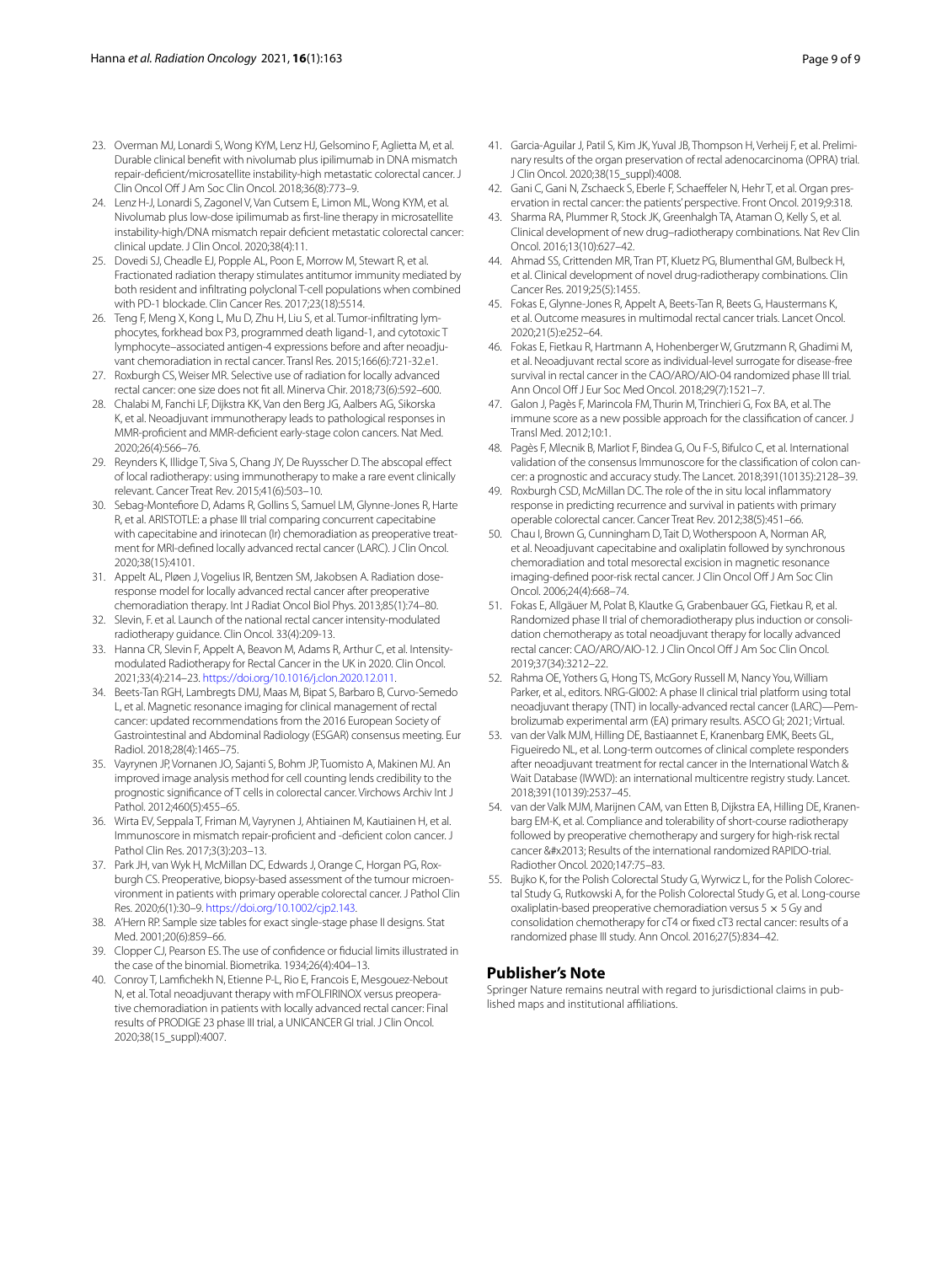23. Overman MJ, Lonardi S, Wong KYM, Lenz HJ, Gelsomino F, Aglietta M, et al. Durable clinical benefit with nivolumab plus ipilimumab in DNA mismatch repair-deficient/microsatellite instability-high metastatic colorectal cancer. J Clin Oncol Off J Am Soc Clin Oncol. 2018;36(8):773–9.
24. Lenz H-J, Lonardi S, Zagonel V, Van Cutsem E, Limon ML, Wong KYM, et al. Nivolumab plus low-dose ipilimumab as first-line therapy in microsatellite instability-high/DNA mismatch repair deficient metastatic colorectal cancer: clinical update. J Clin Oncol. 2020;38(4):11.
25. Dovedi SJ, Cheadle EJ, Popple AL, Poon E, Morrow M, Stewart R, et al. Fractionated radiation therapy stimulates antitumor immunity mediated by both resident and infiltrating polyclonal T-cell populations when combined with PD-1 blockade. Clin Cancer Res. 2017;23(18):5514.
26. Teng F, Meng X, Kong L, Mu D, Zhu H, Liu S, et al. Tumor-infiltrating lymphocytes, forkhead box P3, programmed death ligand-1, and cytotoxic T lymphocyte–associated antigen-4 expressions before and after neoadjuvant chemoradiation in rectal cancer. Transl Res. 2015;166(6):721-32.e1.
27. Roxburgh CS, Weiser MR. Selective use of radiation for locally advanced rectal cancer: one size does not fit all. Minerva Chir. 2018;73(6):592–600.
28. Chalabi M, Fanchi LF, Dijkstra KK, Van den Berg JG, Aalbers AG, Sikorska K, et al. Neoadjuvant immunotherapy leads to pathological responses in MMR-proficient and MMR-deficient early-stage colon cancers. Nat Med. 2020;26(4):566–76.
29. Reynders K, Illidge T, Siva S, Chang JY, De Ruysscher D. The abscopal effect of local radiotherapy: using immunotherapy to make a rare event clinically relevant. Cancer Treat Rev. 2015;41(6):503–10.
30. Sebag-Montefiore D, Adams R, Gollins S, Samuel LM, Glynne-Jones R, Harte R, et al. ARISTOTLE: a phase III trial comparing concurrent capecitabine with capecitabine and irinotecan (Ir) chemoradiation as preoperative treatment for MRI-defined locally advanced rectal cancer (LARC). J Clin Oncol. 2020;38(15):4101.
31. Appelt AL, Pløen J, Vogelius IR, Bentzen SM, Jakobsen A. Radiation dose-response model for locally advanced rectal cancer after preoperative chemoradiation therapy. Int J Radiat Oncol Biol Phys. 2013;85(1):74–80.
32. Slevin, F. et al. Launch of the national rectal cancer intensity-modulated radiotherapy guidance. Clin Oncol. 33(4):209-13.
33. Hanna CR, Slevin F, Appelt A, Beavon M, Adams R, Arthur C, et al. Intensity-modulated Radiotherapy for Rectal Cancer in the UK in 2020. Clin Oncol. 2021;33(4):214–23. https://doi.org/10.1016/j.clon.2020.12.011.
34. Beets-Tan RGH, Lambregts DMJ, Maas M, Bipat S, Barbaro B, Curvo-Semedo L, et al. Magnetic resonance imaging for clinical management of rectal cancer: updated recommendations from the 2016 European Society of Gastrointestinal and Abdominal Radiology (ESGAR) consensus meeting. Eur Radiol. 2018;28(4):1465–75.
35. Vayrynen JP, Vornanen JO, Sajanti S, Bohm JP, Tuomisto A, Makinen MJ. An improved image analysis method for cell counting lends credibility to the prognostic significance of T cells in colorectal cancer. Virchows Archiv Int J Pathol. 2012;460(5):455–65.
36. Wirta EV, Seppala T, Friman M, Vayrynen J, Ahtiainen M, Kautiainen H, et al. Immunoscore in mismatch repair-proficient and -deficient colon cancer. J Pathol Clin Res. 2017;3(3):203–13.
37. Park JH, van Wyk H, McMillan DC, Edwards J, Orange C, Horgan PG, Roxburgh CS. Preoperative, biopsy-based assessment of the tumour microenvironment in patients with primary operable colorectal cancer. J Pathol Clin Res. 2020;6(1):30–9. https://doi.org/10.1002/cjp2.143.
38. A'Hern RP. Sample size tables for exact single-stage phase II designs. Stat Med. 2001;20(6):859–66.
39. Clopper CJ, Pearson ES. The use of confidence or fiducial limits illustrated in the case of the binomial. Biometrika. 1934;26(4):404–13.
40. Conroy T, Lamfichekh N, Etienne P-L, Rio E, Francois E, Mesgouez-Nebout N, et al. Total neoadjuvant therapy with mFOLFIRINOX versus preoperative chemoradiation in patients with locally advanced rectal cancer: Final results of PRODIGE 23 phase III trial, a UNICANCER GI trial. J Clin Oncol. 2020;38(15_suppl):4007.
41. Garcia-Aguilar J, Patil S, Kim JK, Yuval JB, Thompson H, Verheij F, et al. Preliminary results of the organ preservation of rectal adenocarcinoma (OPRA) trial. J Clin Oncol. 2020;38(15_suppl):4008.
42. Gani C, Gani N, Zschaeck S, Eberle F, Schaeffeler N, Hehr T, et al. Organ preservation in rectal cancer: the patients' perspective. Front Oncol. 2019;9:318.
43. Sharma RA, Plummer R, Stock JK, Greenhalgh TA, Ataman O, Kelly S, et al. Clinical development of new drug–radiotherapy combinations. Nat Rev Clin Oncol. 2016;13(10):627–42.
44. Ahmad SS, Crittenden MR, Tran PT, Kluetz PG, Blumenthal GM, Bulbeck H, et al. Clinical development of novel drug-radiotherapy combinations. Clin Cancer Res. 2019;25(5):1455.
45. Fokas E, Glynne-Jones R, Appelt A, Beets-Tan R, Beets G, Haustermans K, et al. Outcome measures in multimodal rectal cancer trials. Lancet Oncol. 2020;21(5):e252–64.
46. Fokas E, Fietkau R, Hartmann A, Hohenberger W, Grutzmann R, Ghadimi M, et al. Neoadjuvant rectal score as individual-level surrogate for disease-free survival in rectal cancer in the CAO/ARO/AIO-04 randomized phase III trial. Ann Oncol Off J Eur Soc Med Oncol. 2018;29(7):1521–7.
47. Galon J, Pagès F, Marincola FM, Thurin M, Trinchieri G, Fox BA, et al. The immune score as a new possible approach for the classification of cancer. J Transl Med. 2012;10:1.
48. Pagès F, Mlecnik B, Marliot F, Bindea G, Ou F-S, Bifulco C, et al. International validation of the consensus Immunoscore for the classification of colon cancer: a prognostic and accuracy study. The Lancet. 2018;391(10135):2128–39.
49. Roxburgh CSD, McMillan DC. The role of the in situ local inflammatory response in predicting recurrence and survival in patients with primary operable colorectal cancer. Cancer Treat Rev. 2012;38(5):451–66.
50. Chau I, Brown G, Cunningham D, Tait D, Wotherspoon A, Norman AR, et al. Neoadjuvant capecitabine and oxaliplatin followed by synchronous chemoradiation and total mesorectal excision in magnetic resonance imaging-defined poor-risk rectal cancer. J Clin Oncol Off J Am Soc Clin Oncol. 2006;24(4):668–74.
51. Fokas E, Allgäuer M, Polat B, Klautke G, Grabenbauer GG, Fietkau R, et al. Randomized phase II trial of chemoradiotherapy plus induction or consolidation chemotherapy as total neoadjuvant therapy for locally advanced rectal cancer: CAO/ARO/AIO-12. J Clin Oncol Off J Am Soc Clin Oncol. 2019;37(34):3212–22.
52. Rahma OE, Yothers G, Hong TS, McGory Russell M, Nancy You, William Parker, et al., editors. NRG-GI002: A phase II clinical trial platform using total neoadjuvant therapy (TNT) in locally-advanced rectal cancer (LARC)—Pembrolizumab experimental arm (EA) primary results. ASCO GI; 2021; Virtual.
53. van der Valk MJM, Hilling DE, Bastiaannet E, Kranenbarg EMK, Beets GL, Figueiredo NL, et al. Long-term outcomes of clinical complete responders after neoadjuvant treatment for rectal cancer in the International Watch & Wait Database (IWWD): an international multicentre registry study. Lancet. 2018;391(10139):2537–45.
54. van der Valk MJM, Marijnen CAM, van Etten B, Dijkstra EA, Hilling DE, Kranenbarg EM-K, et al. Compliance and tolerability of short-course radiotherapy followed by preoperative chemotherapy and surgery for high-risk rectal cancer &#x2013; Results of the international randomized RAPIDO-trial. Radiother Oncol. 2020;147:75–83.
55. Bujko K, for the Polish Colorectal Study G, Wyrwicz L, for the Polish Colorectal Study G, Rutkowski A, for the Polish Colorectal Study G, et al. Long-course oxaliplatin-based preoperative chemoradiation versus $5 \times 5$ Gy and consolidation chemotherapy for cT4 or fixed cT3 rectal cancer: results of a randomized phase III study. Ann Oncol. 2016;27(5):834–42.

## Publisher's Note

Springer Nature remains neutral with regard to jurisdictional claims in published maps and institutional affiliations.